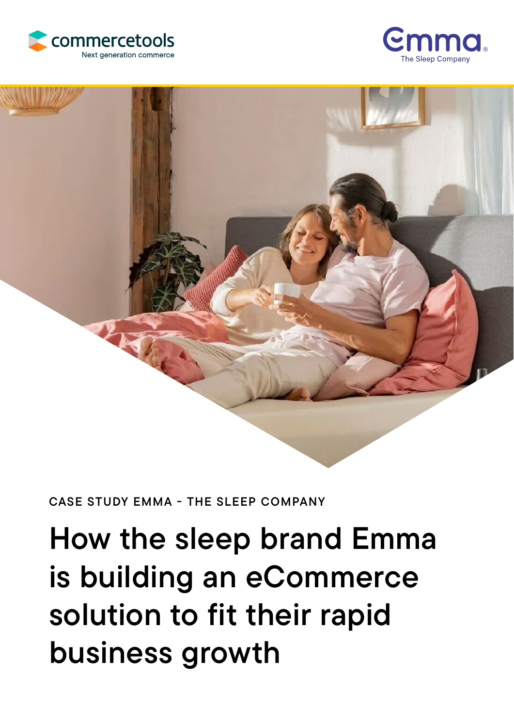commercetools
Next generation commerce

Emma
The Sleep Company

CASE STUDY EMMA - THE SLEEP COMPANY

# How the sleep brand Emma is building an eCommerce solution to fit their rapid business growth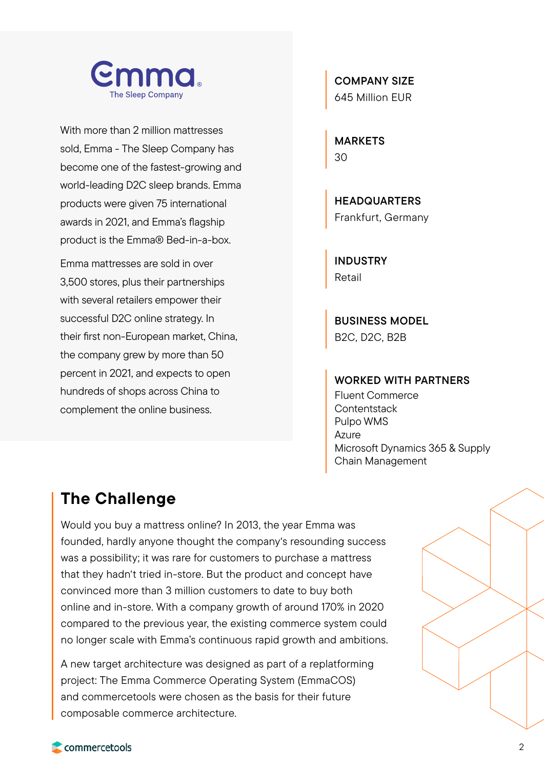Emma
The Sleep Company

With more than 2 million mattresses sold, Emma - The Sleep Company has become one of the fastest-growing and world-leading D2C sleep brands. Emma products were given 75 international awards in 2021, and Emma's flagship product is the Emma® Bed-in-a-box.

Emma mattresses are sold in over 3,500 stores, plus their partnerships with several retailers empower their successful D2C online strategy. In their first non-European market, China, the company grew by more than 50 percent in 2021, and expects to open hundreds of shops across China to complement the online business.

**COMPANY SIZE**
645 Million EUR

**MARKETS**
30

**HEADQUARTERS**
Frankfurt, Germany

**INDUSTRY**
Retail

**BUSINESS MODEL**
B2C, D2C, B2B

**WORKED WITH PARTNERS**
Fluent Commerce
Contentstack
Pulpo WMS
Azure
Microsoft Dynamics 365 & Supply Chain Management

## The Challenge

Would you buy a mattress online? In 2013, the year Emma was founded, hardly anyone thought the company's resounding success was a possibility; it was rare for customers to purchase a mattress that they hadn't tried in-store. But the product and concept have convinced more than 3 million customers to date to buy both online and in-store. With a company growth of around 170% in 2020 compared to the previous year, the existing commerce system could no longer scale with Emma's continuous rapid growth and ambitions.

A new target architecture was designed as part of a replatforming project: The Emma Commerce Operating System (EmmaCOS) and commercetools were chosen as the basis for their future composable commerce architecture.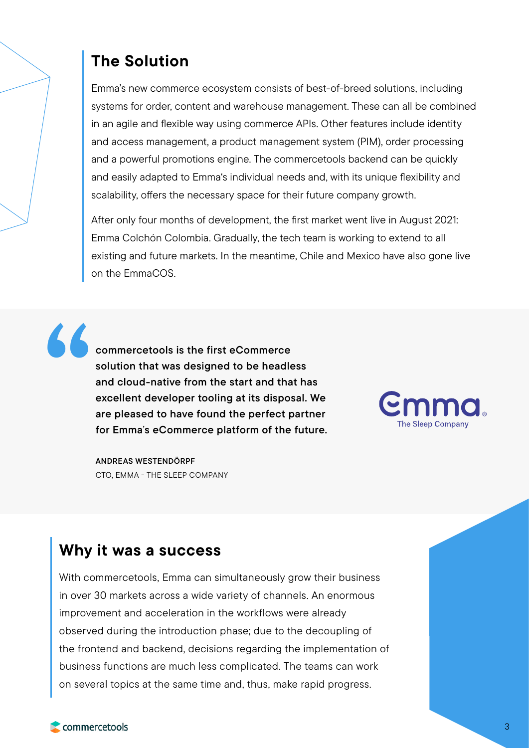## The Solution

Emma's new commerce ecosystem consists of best-of-breed solutions, including systems for order, content and warehouse management. These can all be combined in an agile and flexible way using commerce APIs. Other features include identity and access management, a product management system (PIM), order processing and a powerful promotions engine. The commercetools backend can be quickly and easily adapted to Emma's individual needs and, with its unique flexibility and scalability, offers the necessary space for their future company growth.

After only four months of development, the first market went live in August 2021: Emma Colchón Colombia. Gradually, the tech team is working to extend to all existing and future markets. In the meantime, Chile and Mexico have also gone live on the EmmaCOS.

> **commercetools is the first eCommerce solution that was designed to be headless and cloud-native from the start and that has excellent developer tooling at its disposal. We are pleased to have found the perfect partner for Emma's eCommerce platform of the future.**
>
> **ANDREAS WESTENDÖRPF**
> CTO, EMMA - THE SLEEP COMPANY

Emma
The Sleep Company

## Why it was a success

With commercetools, Emma can simultaneously grow their business in over 30 markets across a wide variety of channels. An enormous improvement and acceleration in the workflows were already observed during the introduction phase; due to the decoupling of the frontend and backend, decisions regarding the implementation of business functions are much less complicated. The teams can work on several topics at the same time and, thus, make rapid progress.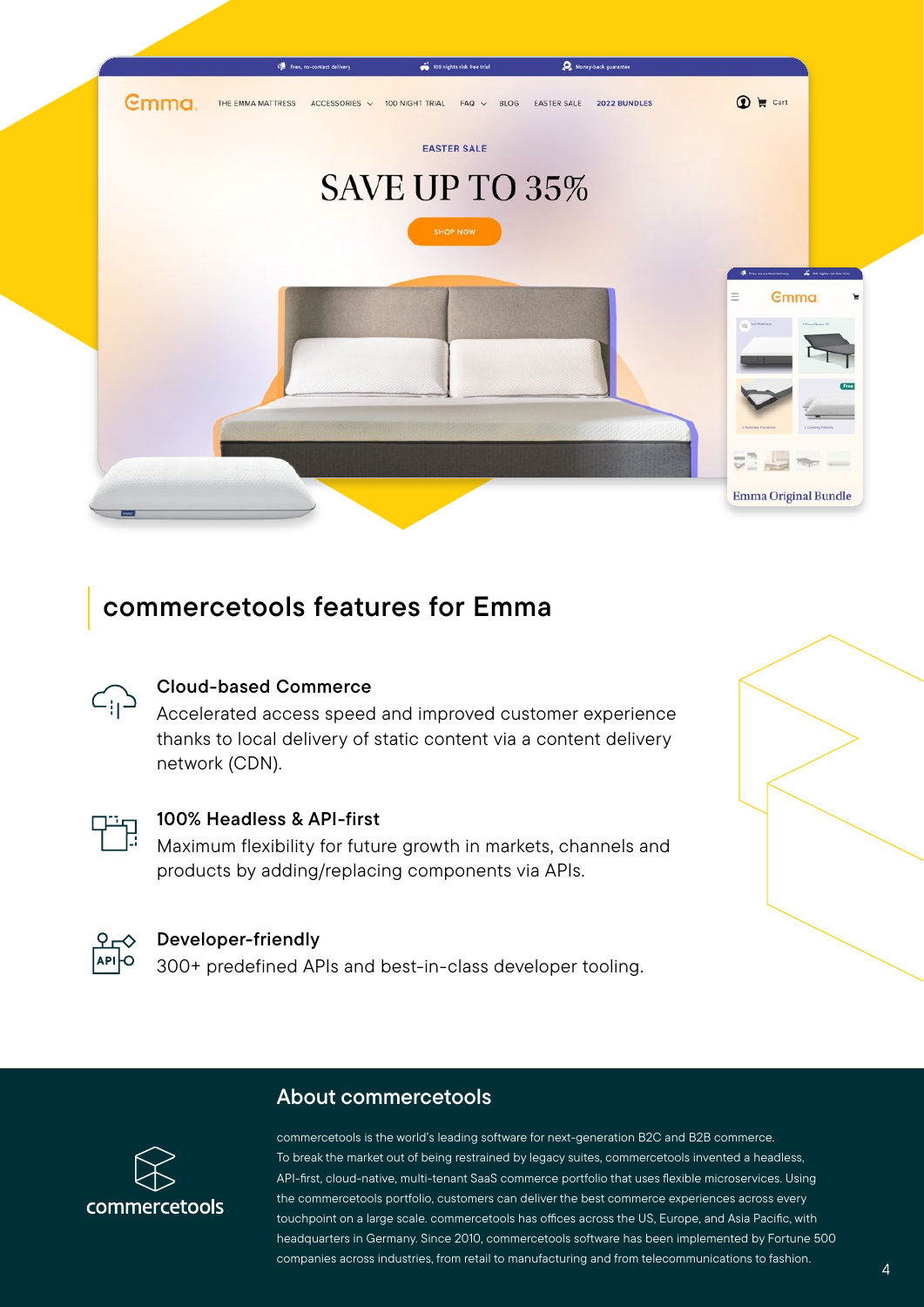## commercetools features for Emma

### Cloud-based Commerce

Accelerated access speed and improved customer experience thanks to local delivery of static content via a content delivery network (CDN).

### 100% Headless & API-first

Maximum flexibility for future growth in markets, channels and products by adding/replacing components via APIs.

### Developer-friendly

300+ predefined APIs and best-in-class developer tooling.

## About commercetools

commercetools is the world's leading software for next-generation B2C and B2B commerce. To break the market out of being restrained by legacy suites, commercetools invented a headless, API-first, cloud-native, multi-tenant SaaS commerce portfolio that uses flexible microservices. Using the commercetools portfolio, customers can deliver the best commerce experiences across every touchpoint on a large scale. commercetools has offices across the US, Europe, and Asia Pacific, with headquarters in Germany. Since 2010, commercetools software has been implemented by Fortune 500 companies across industries, from retail to manufacturing and from telecommunications to fashion.